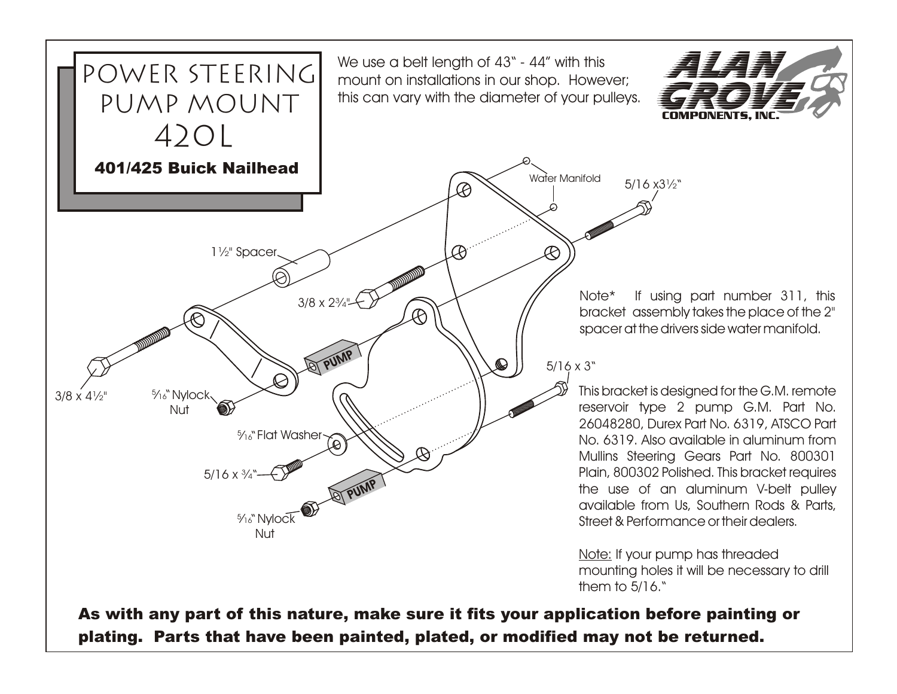# POWER STEERING PUMP MOUNT 420L

**401/425 Buick Nailhead**

We use a belt length of 43" - 44" with this mount on installations in our shop. However; this can vary with the diameter of your pulleys.

ALAN GROVE COMPONENTS, INC.

Water Manifold

5/16 x3½"

1½" Spacer

3/8 x 2¾"

3/8 x 4½"

5⁄16" Nylock Nut

PUMP

5⁄16" Flat Washer

5/16 x ¾"

PUMP

5⁄16" Nylock Nut

5/16 x 3"

Note* If using part number 311, this bracket assembly takes the place of the 2" spacer at the drivers side water manifold.

This bracket is designed for the G.M. remote reservoir type 2 pump G.M. Part No. 26048280, Durex Part No. 6319, ATSCO Part No. 6319. Also available in aluminum from Mullins Steering Gears Part No. 800301 Plain, 800302 Polished. This bracket requires the use of an aluminum V-belt pulley available from Us, Southern Rods & Parts, Street & Performance or their dealers.

Note: If your pump has threaded mounting holes it will be necessary to drill them to 5/16."

**As with any part of this nature, make sure it fits your application before painting or plating. Parts that have been painted, plated, or modified may not be returned.**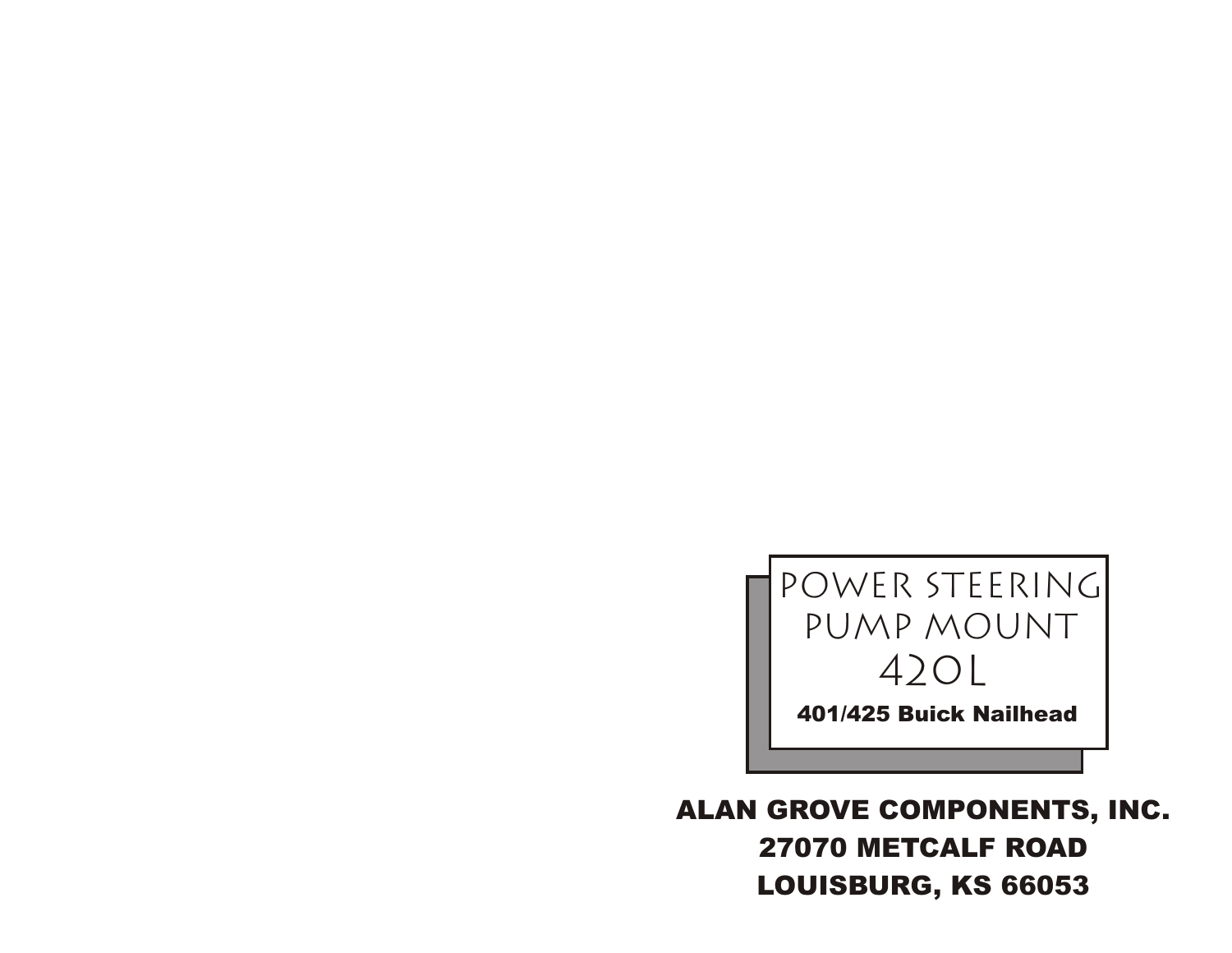# POWER STEERING PUMP MOUNT

# 420L

**401/425 Buick Nailhead**

**ALAN GROVE COMPONENTS, INC.**
**27070 METCALF ROAD**
**LOUISBURG, KS 66053**